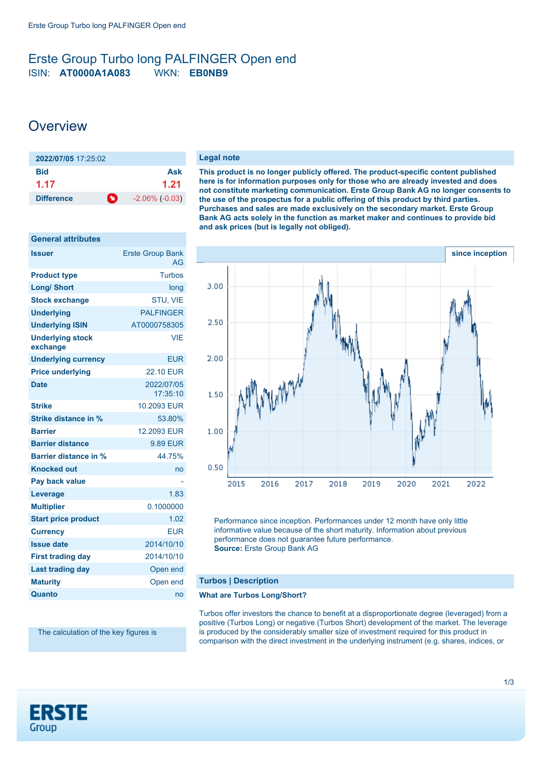# Erste Group Turbo long PALFINGER Open end

ISIN: **AT0000A1A083** WKN: **EB0NB9**

## Overview

| **2022/07/05** 17:25:02 | |
|---|---|
| **Bid** | **Ask** |
| **1.17** | **1.21** |
| **Difference** | -2.06% (-0.03) |

| General attributes | |
|---|---|
| **Issuer** | Erste Group Bank AG |
| **Product type** | Turbos |
| **Long/ Short** | long |
| **Stock exchange** | STU, VIE |
| **Underlying** | PALFINGER |
| **Underlying ISIN** | AT0000758305 |
| **Underlying stock exchange** | VIE |
| **Underlying currency** | EUR |
| **Price underlying** | 22.10 EUR |
| **Date** | 2022/07/05 17:35:10 |
| **Strike** | 10.2093 EUR |
| **Strike distance in %** | 53.80% |
| **Barrier** | 12.2093 EUR |
| **Barrier distance** | 9.89 EUR |
| **Barrier distance in %** | 44.75% |
| **Knocked out** | no |
| **Pay back value** | - |
| **Leverage** | 1.83 |
| **Multiplier** | 0.1000000 |
| **Start price product** | 1.02 |
| **Currency** | EUR |
| **Issue date** | 2014/10/10 |
| **First trading day** | 2014/10/10 |
| **Last trading day** | Open end |
| **Maturity** | Open end |
| **Quanto** | no |

The calculation of the key figures is

### Legal note

**This product is no longer publicly offered. The product-specific content published here is for information purposes only for those who are already invested and does not constitute marketing communication. Erste Group Bank AG no longer consents to the use of the prospectus for a public offering of this product by third parties. Purchases and sales are made exclusively on the secondary market. Erste Group Bank AG acts solely in the function as market maker and continues to provide bid and ask prices (but is legally not obliged).**

since inception

Performance since inception. Performances under 12 month have only little informative value because of the short maturity. Information about previous performance does not guarantee future performance.
**Source:** Erste Group Bank AG

### Turbos | Description

**What are Turbos Long/Short?**

Turbos offer investors the chance to benefit at a disproportionate degree (leveraged) from a positive (Turbos Long) or negative (Turbos Short) development of the market. The leverage is produced by the considerably smaller size of investment required for this product in comparison with the direct investment in the underlying instrument (e.g. shares, indices, or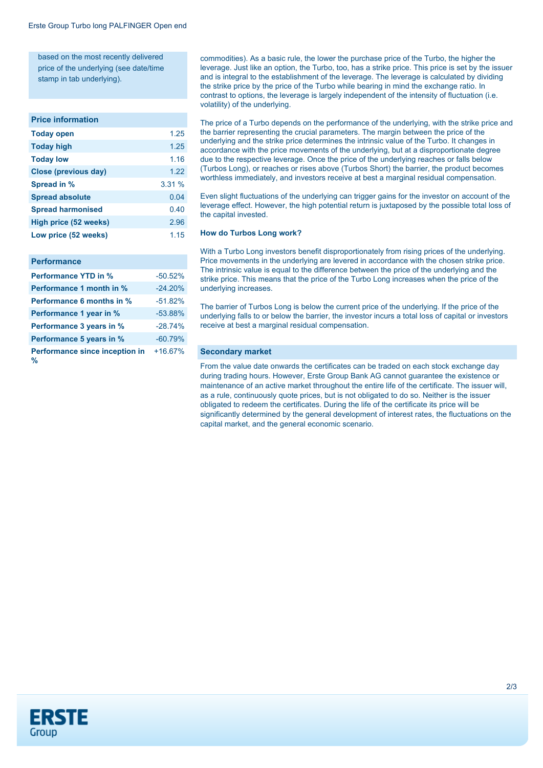based on the most recently delivered price of the underlying (see date/time stamp in tab underlying).

| Price information | |
| --- | --- |
| **Today open** | 1.25 |
| **Today high** | 1.25 |
| **Today low** | 1.16 |
| **Close (previous day)** | 1.22 |
| **Spread in %** | 3.31 % |
| **Spread absolute** | 0.04 |
| **Spread harmonised** | 0.40 |
| **High price (52 weeks)** | 2.96 |
| **Low price (52 weeks)** | 1.15 |

| Performance | |
| --- | --- |
| **Performance YTD in %** | -50.52% |
| **Performance 1 month in %** | -24.20% |
| **Performance 6 months in %** | -51.82% |
| **Performance 1 year in %** | -53.88% |
| **Performance 3 years in %** | -28.74% |
| **Performance 5 years in %** | -60.79% |
| **Performance since inception in %** | +16.67% |

commodities). As a basic rule, the lower the purchase price of the Turbo, the higher the leverage. Just like an option, the Turbo, too, has a strike price. This price is set by the issuer and is integral to the establishment of the leverage. The leverage is calculated by dividing the strike price by the price of the Turbo while bearing in mind the exchange ratio. In contrast to options, the leverage is largely independent of the intensity of fluctuation (i.e. volatility) of the underlying.

The price of a Turbo depends on the performance of the underlying, with the strike price and the barrier representing the crucial parameters. The margin between the price of the underlying and the strike price determines the intrinsic value of the Turbo. It changes in accordance with the price movements of the underlying, but at a disproportionate degree due to the respective leverage. Once the price of the underlying reaches or falls below (Turbos Long), or reaches or rises above (Turbos Short) the barrier, the product becomes worthless immediately, and investors receive at best a marginal residual compensation.

Even slight fluctuations of the underlying can trigger gains for the investor on account of the leverage effect. However, the high potential return is juxtaposed by the possible total loss of the capital invested.

**How do Turbos Long work?**

With a Turbo Long investors benefit disproportionately from rising prices of the underlying. Price movements in the underlying are levered in accordance with the chosen strike price. The intrinsic value is equal to the difference between the price of the underlying and the strike price. This means that the price of the Turbo Long increases when the price of the underlying increases.

The barrier of Turbos Long is below the current price of the underlying. If the price of the underlying falls to or below the barrier, the investor incurs a total loss of capital or investors receive at best a marginal residual compensation.

## Secondary market

From the value date onwards the certificates can be traded on each stock exchange day during trading hours. However, Erste Group Bank AG cannot guarantee the existence or maintenance of an active market throughout the entire life of the certificate. The issuer will, as a rule, continuously quote prices, but is not obligated to do so. Neither is the issuer obligated to redeem the certificates. During the life of the certificate its price will be significantly determined by the general development of interest rates, the fluctuations on the capital market, and the general economic scenario.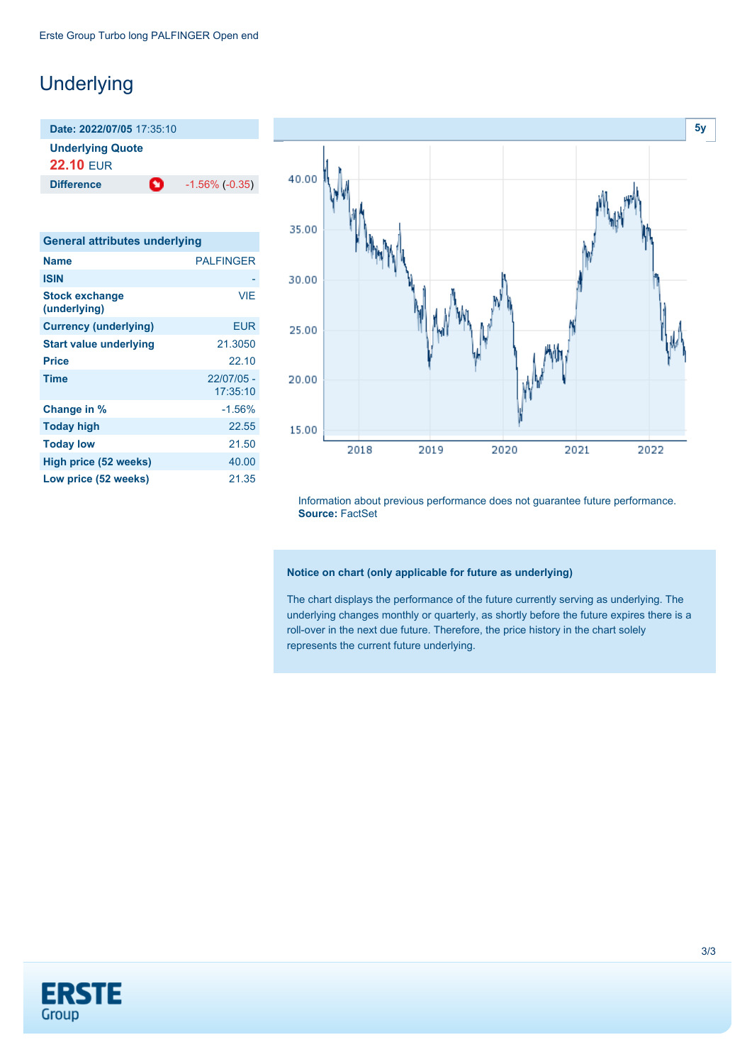Erste Group Turbo long PALFINGER Open end

# Underlying

| | |
|---|---|
| **Date: 2022/07/05** 17:35:10 | |
| **Underlying Quote** | |
| **22.10** EUR | |
| **Difference** | -1.56% (-0.35) |

| General attributes underlying | |
|---|---|
| **Name** | PALFINGER |
| **ISIN** | - |
| **Stock exchange (underlying)** | VIE |
| **Currency (underlying)** | EUR |
| **Start value underlying** | 21.3050 |
| **Price** | 22.10 |
| **Time** | 22/07/05 - 17:35:10 |
| **Change in %** | -1.56% |
| **Today high** | 22.55 |
| **Today low** | 21.50 |
| **High price (52 weeks)** | 40.00 |
| **Low price (52 weeks)** | 21.35 |

5y

40.00
35.00
30.00
25.00
20.00
15.00

2018
2019
2020
2021
2022

Information about previous performance does not guarantee future performance.
**Source:** FactSet

**Notice on chart (only applicable for future as underlying)**

The chart displays the performance of the future currently serving as underlying. The underlying changes monthly or quarterly, as shortly before the future expires there is a roll-over in the next due future. Therefore, the price history in the chart solely represents the current future underlying.